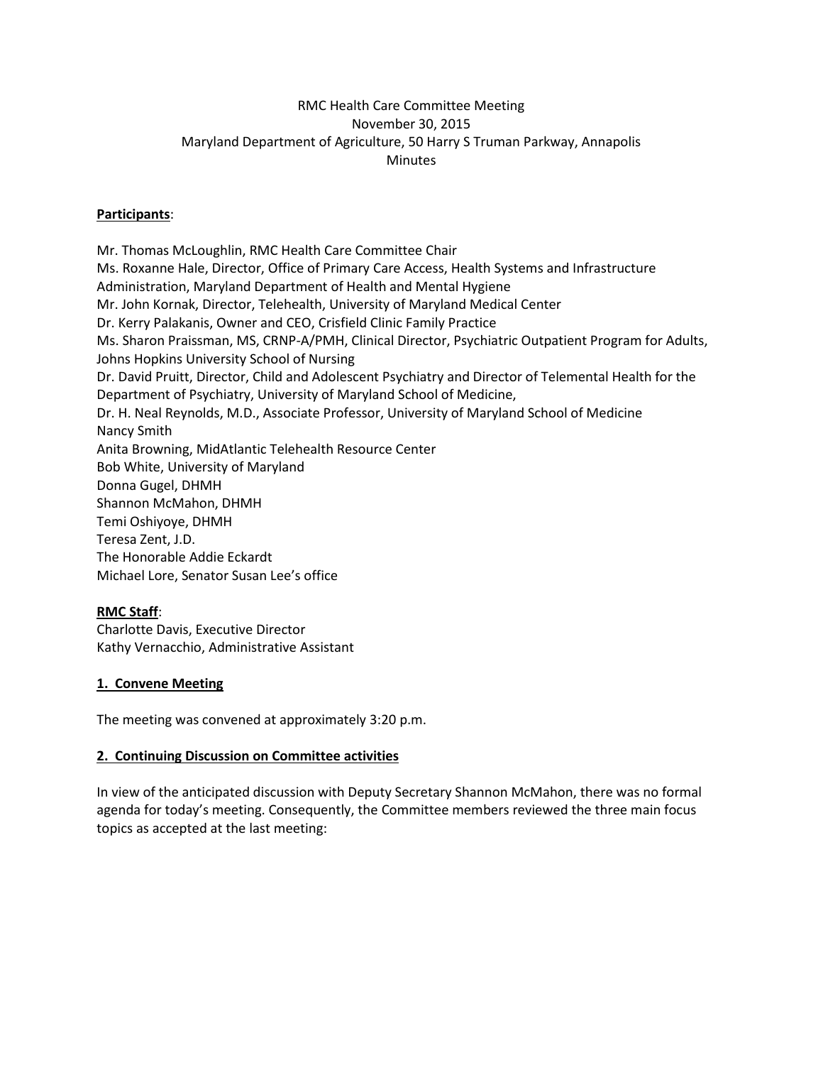RMC Health Care Committee Meeting
November 30, 2015
Maryland Department of Agriculture, 50 Harry S Truman Parkway, Annapolis
Minutes

**Participants**:

Mr. Thomas McLoughlin, RMC Health Care Committee Chair
Ms. Roxanne Hale, Director, Office of Primary Care Access, Health Systems and Infrastructure Administration, Maryland Department of Health and Mental Hygiene
Mr. John Kornak, Director, Telehealth, University of Maryland Medical Center
Dr. Kerry Palakanis, Owner and CEO, Crisfield Clinic Family Practice
Ms. Sharon Praissman, MS, CRNP-A/PMH, Clinical Director, Psychiatric Outpatient Program for Adults, Johns Hopkins University School of Nursing
Dr. David Pruitt, Director, Child and Adolescent Psychiatry and Director of Telemental Health for the Department of Psychiatry, University of Maryland School of Medicine,
Dr. H. Neal Reynolds, M.D., Associate Professor, University of Maryland School of Medicine
Nancy Smith
Anita Browning, MidAtlantic Telehealth Resource Center
Bob White, University of Maryland
Donna Gugel, DHMH
Shannon McMahon, DHMH
Temi Oshiyoye, DHMH
Teresa Zent, J.D.
The Honorable Addie Eckardt
Michael Lore, Senator Susan Lee's office

**RMC Staff**:
Charlotte Davis, Executive Director
Kathy Vernacchio, Administrative Assistant

**1. Convene Meeting**

The meeting was convened at approximately 3:20 p.m.

**2. Continuing Discussion on Committee activities**

In view of the anticipated discussion with Deputy Secretary Shannon McMahon, there was no formal agenda for today's meeting. Consequently, the Committee members reviewed the three main focus topics as accepted at the last meeting: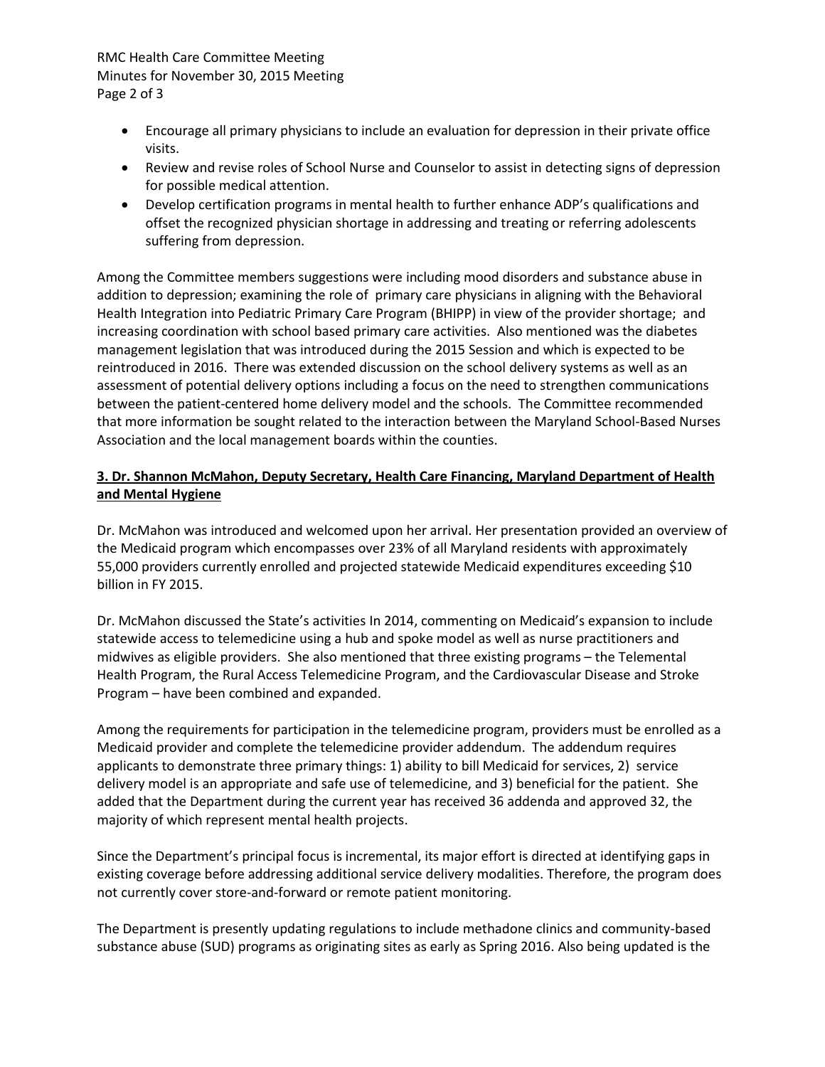- Encourage all primary physicians to include an evaluation for depression in their private office visits.
- Review and revise roles of School Nurse and Counselor to assist in detecting signs of depression for possible medical attention.
- Develop certification programs in mental health to further enhance ADP's qualifications and offset the recognized physician shortage in addressing and treating or referring adolescents suffering from depression.

Among the Committee members suggestions were including mood disorders and substance abuse in addition to depression; examining the role of primary care physicians in aligning with the Behavioral Health Integration into Pediatric Primary Care Program (BHIPP) in view of the provider shortage; and increasing coordination with school based primary care activities. Also mentioned was the diabetes management legislation that was introduced during the 2015 Session and which is expected to be reintroduced in 2016. There was extended discussion on the school delivery systems as well as an assessment of potential delivery options including a focus on the need to strengthen communications between the patient-centered home delivery model and the schools. The Committee recommended that more information be sought related to the interaction between the Maryland School-Based Nurses Association and the local management boards within the counties.

**3. Dr. Shannon McMahon, Deputy Secretary, Health Care Financing, Maryland Department of Health and Mental Hygiene**

Dr. McMahon was introduced and welcomed upon her arrival. Her presentation provided an overview of the Medicaid program which encompasses over 23% of all Maryland residents with approximately 55,000 providers currently enrolled and projected statewide Medicaid expenditures exceeding $10 billion in FY 2015.

Dr. McMahon discussed the State's activities In 2014, commenting on Medicaid's expansion to include statewide access to telemedicine using a hub and spoke model as well as nurse practitioners and midwives as eligible providers. She also mentioned that three existing programs – the Telemental Health Program, the Rural Access Telemedicine Program, and the Cardiovascular Disease and Stroke Program – have been combined and expanded.

Among the requirements for participation in the telemedicine program, providers must be enrolled as a Medicaid provider and complete the telemedicine provider addendum. The addendum requires applicants to demonstrate three primary things: 1) ability to bill Medicaid for services, 2) service delivery model is an appropriate and safe use of telemedicine, and 3) beneficial for the patient. She added that the Department during the current year has received 36 addenda and approved 32, the majority of which represent mental health projects.

Since the Department's principal focus is incremental, its major effort is directed at identifying gaps in existing coverage before addressing additional service delivery modalities. Therefore, the program does not currently cover store-and-forward or remote patient monitoring.

The Department is presently updating regulations to include methadone clinics and community-based substance abuse (SUD) programs as originating sites as early as Spring 2016. Also being updated is the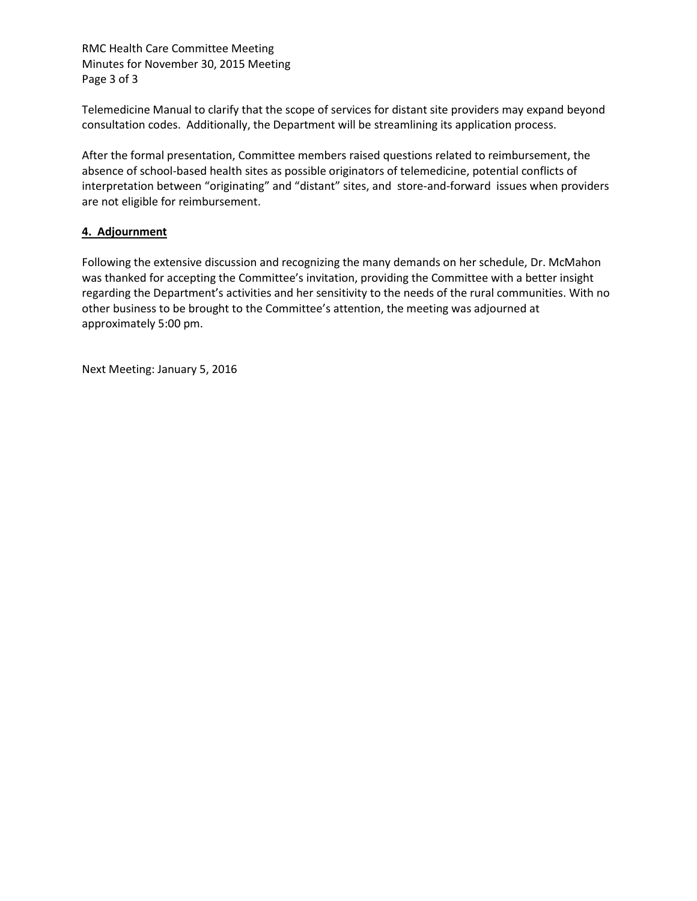Telemedicine Manual to clarify that the scope of services for distant site providers may expand beyond consultation codes. Additionally, the Department will be streamlining its application process.

After the formal presentation, Committee members raised questions related to reimbursement, the absence of school-based health sites as possible originators of telemedicine, potential conflicts of interpretation between "originating" and "distant" sites, and store-and-forward issues when providers are not eligible for reimbursement.

## 4. Adjournment

Following the extensive discussion and recognizing the many demands on her schedule, Dr. McMahon was thanked for accepting the Committee's invitation, providing the Committee with a better insight regarding the Department's activities and her sensitivity to the needs of the rural communities. With no other business to be brought to the Committee's attention, the meeting was adjourned at approximately 5:00 pm.

Next Meeting: January 5, 2016